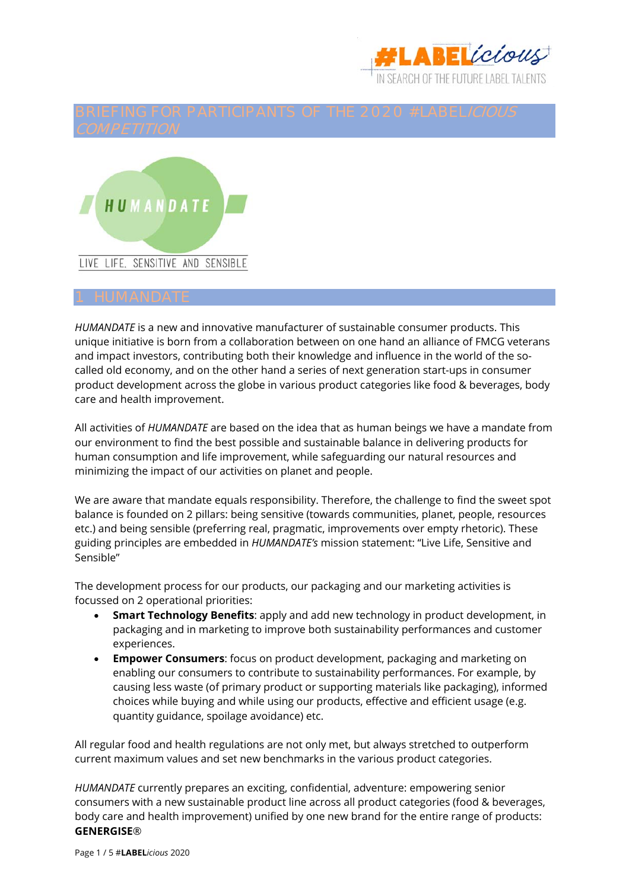# BRIEFING FOR PARTICIPANTS OF THE 2020 #LABEL*ICIOUS COMPETITION*

HUMANDATE

LIVE LIFE, SENSITIVE AND SENSIBLE

## 1 HUMANDATE

*HUMANDATE* is a new and innovative manufacturer of sustainable consumer products. This unique initiative is born from a collaboration between on one hand an alliance of FMCG veterans and impact investors, contributing both their knowledge and influence in the world of the so-called old economy, and on the other hand a series of next generation start-ups in consumer product development across the globe in various product categories like food & beverages, body care and health improvement.

All activities of *HUMANDATE* are based on the idea that as human beings we have a mandate from our environment to find the best possible and sustainable balance in delivering products for human consumption and life improvement, while safeguarding our natural resources and minimizing the impact of our activities on planet and people.

We are aware that mandate equals responsibility. Therefore, the challenge to find the sweet spot balance is founded on 2 pillars: being sensitive (towards communities, planet, people, resources etc.) and being sensible (preferring real, pragmatic, improvements over empty rhetoric). These guiding principles are embedded in *HUMANDATE's* mission statement: "Live Life, Sensitive and Sensible"

The development process for our products, our packaging and our marketing activities is focussed on 2 operational priorities:

- **Smart Technology Benefits**: apply and add new technology in product development, in packaging and in marketing to improve both sustainability performances and customer experiences.
- **Empower Consumers**: focus on product development, packaging and marketing on enabling our consumers to contribute to sustainability performances. For example, by causing less waste (of primary product or supporting materials like packaging), informed choices while buying and while using our products, effective and efficient usage (e.g. quantity guidance, spoilage avoidance) etc.

All regular food and health regulations are not only met, but always stretched to outperform current maximum values and set new benchmarks in the various product categories.

*HUMANDATE* currently prepares an exciting, confidential, adventure: empowering senior consumers with a new sustainable product line across all product categories (food & beverages, body care and health improvement) unified by one new brand for the entire range of products: **GENERGISE**®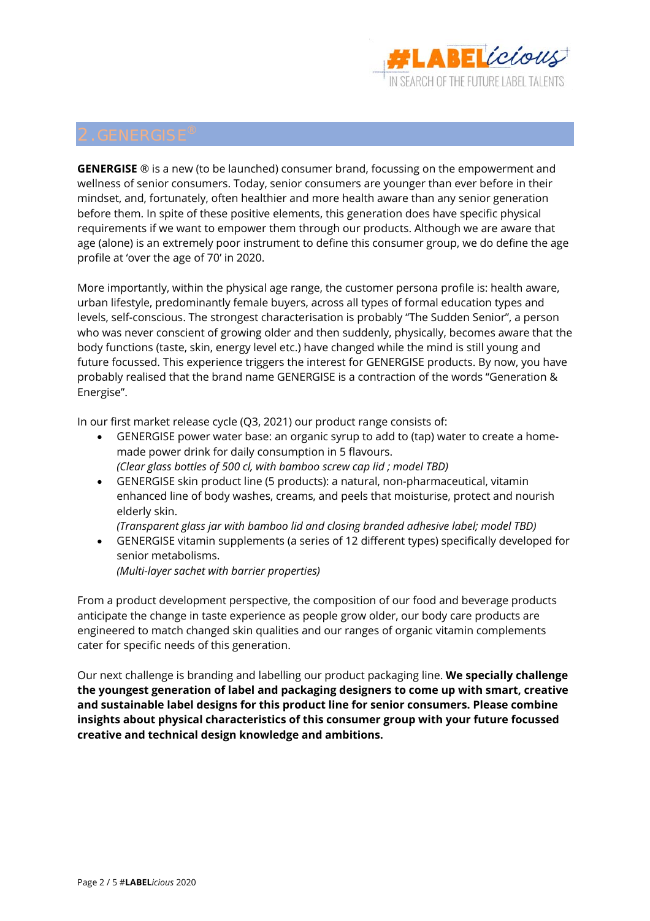## 2. GENERGISE®

**GENERGISE** ® is a new (to be launched) consumer brand, focussing on the empowerment and wellness of senior consumers. Today, senior consumers are younger than ever before in their mindset, and, fortunately, often healthier and more health aware than any senior generation before them. In spite of these positive elements, this generation does have specific physical requirements if we want to empower them through our products. Although we are aware that age (alone) is an extremely poor instrument to define this consumer group, we do define the age profile at 'over the age of 70' in 2020.

More importantly, within the physical age range, the customer persona profile is: health aware, urban lifestyle, predominantly female buyers, across all types of formal education types and levels, self-conscious. The strongest characterisation is probably "The Sudden Senior", a person who was never conscient of growing older and then suddenly, physically, becomes aware that the body functions (taste, skin, energy level etc.) have changed while the mind is still young and future focussed. This experience triggers the interest for GENERGISE products. By now, you have probably realised that the brand name GENERGISE is a contraction of the words "Generation & Energise".

In our first market release cycle (Q3, 2021) our product range consists of:

- GENERGISE power water base: an organic syrup to add to (tap) water to create a home-made power drink for daily consumption in 5 flavours.
  *(Clear glass bottles of 500 cl, with bamboo screw cap lid ; model TBD)*
- GENERGISE skin product line (5 products): a natural, non-pharmaceutical, vitamin enhanced line of body washes, creams, and peels that moisturise, protect and nourish elderly skin.
  *(Transparent glass jar with bamboo lid and closing branded adhesive label; model TBD)*
- GENERGISE vitamin supplements (a series of 12 different types) specifically developed for senior metabolisms.
  *(Multi-layer sachet with barrier properties)*

From a product development perspective, the composition of our food and beverage products anticipate the change in taste experience as people grow older, our body care products are engineered to match changed skin qualities and our ranges of organic vitamin complements cater for specific needs of this generation.

Our next challenge is branding and labelling our product packaging line. **We specially challenge the youngest generation of label and packaging designers to come up with smart, creative and sustainable label designs for this product line for senior consumers. Please combine insights about physical characteristics of this consumer group with your future focussed creative and technical design knowledge and ambitions.**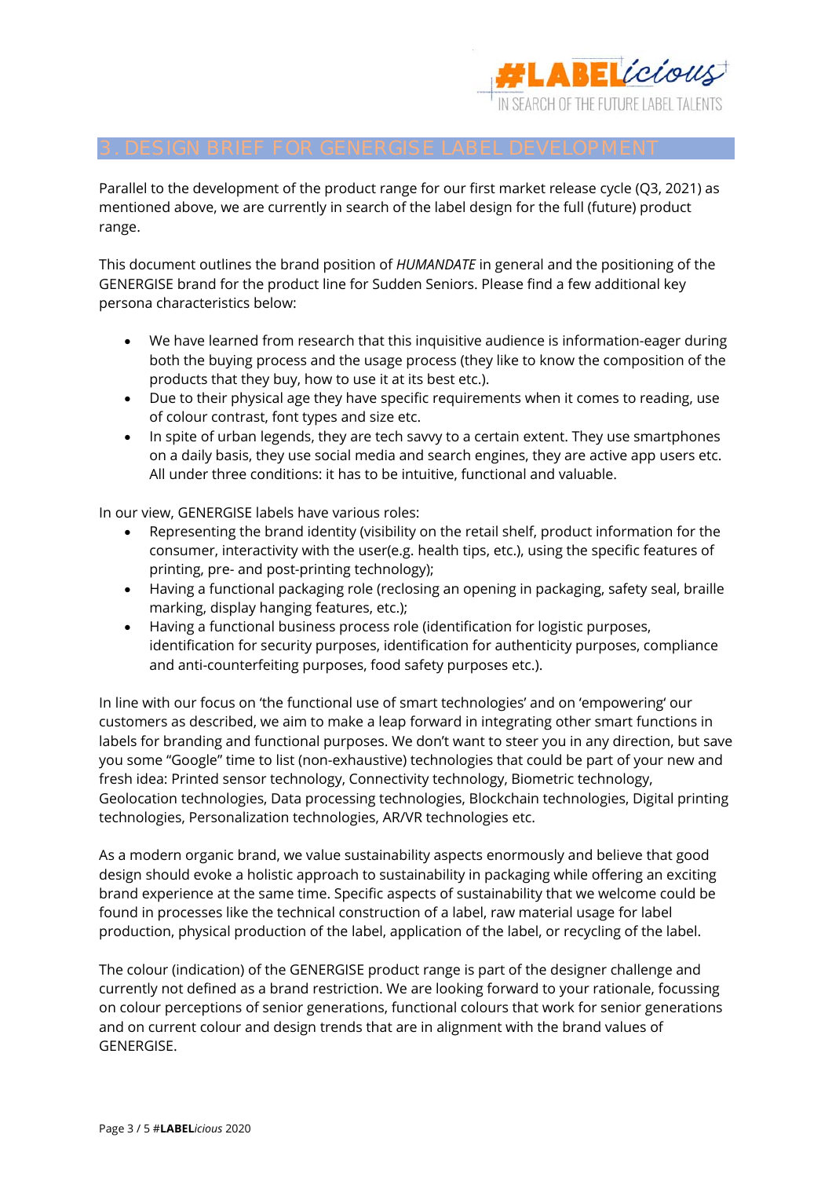## 3. DESIGN BRIEF FOR GENERGISE LABEL DEVELOPMENT

Parallel to the development of the product range for our first market release cycle (Q3, 2021) as mentioned above, we are currently in search of the label design for the full (future) product range.

This document outlines the brand position of *HUMANDATE* in general and the positioning of the GENERGISE brand for the product line for Sudden Seniors. Please find a few additional key persona characteristics below:

- We have learned from research that this inquisitive audience is information-eager during both the buying process and the usage process (they like to know the composition of the products that they buy, how to use it at its best etc.).
- Due to their physical age they have specific requirements when it comes to reading, use of colour contrast, font types and size etc.
- In spite of urban legends, they are tech savvy to a certain extent. They use smartphones on a daily basis, they use social media and search engines, they are active app users etc. All under three conditions: it has to be intuitive, functional and valuable.

In our view, GENERGISE labels have various roles:

- Representing the brand identity (visibility on the retail shelf, product information for the consumer, interactivity with the user(e.g. health tips, etc.), using the specific features of printing, pre- and post-printing technology);
- Having a functional packaging role (reclosing an opening in packaging, safety seal, braille marking, display hanging features, etc.);
- Having a functional business process role (identification for logistic purposes, identification for security purposes, identification for authenticity purposes, compliance and anti-counterfeiting purposes, food safety purposes etc.).

In line with our focus on 'the functional use of smart technologies' and on 'empowering' our customers as described, we aim to make a leap forward in integrating other smart functions in labels for branding and functional purposes. We don't want to steer you in any direction, but save you some "Google" time to list (non-exhaustive) technologies that could be part of your new and fresh idea: Printed sensor technology, Connectivity technology, Biometric technology, Geolocation technologies, Data processing technologies, Blockchain technologies, Digital printing technologies, Personalization technologies, AR/VR technologies etc.

As a modern organic brand, we value sustainability aspects enormously and believe that good design should evoke a holistic approach to sustainability in packaging while offering an exciting brand experience at the same time. Specific aspects of sustainability that we welcome could be found in processes like the technical construction of a label, raw material usage for label production, physical production of the label, application of the label, or recycling of the label.

The colour (indication) of the GENERGISE product range is part of the designer challenge and currently not defined as a brand restriction. We are looking forward to your rationale, focussing on colour perceptions of senior generations, functional colours that work for senior generations and on current colour and design trends that are in alignment with the brand values of GENERGISE.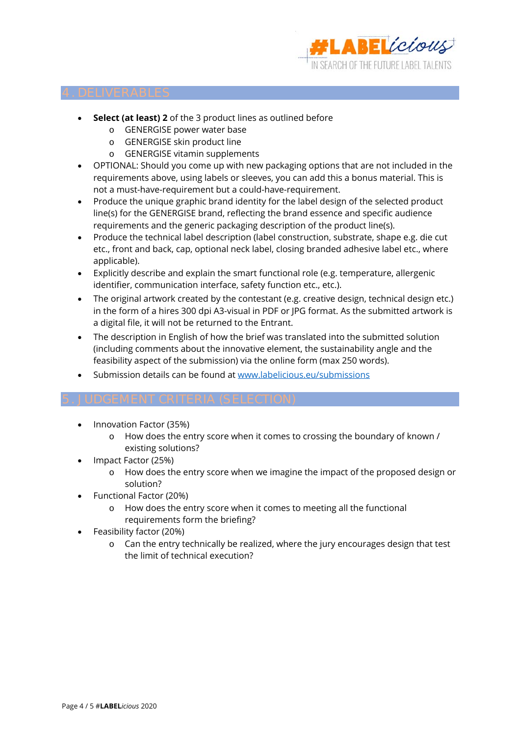## 4. DELIVERABLES

- **Select (at least) 2** of the 3 product lines as outlined before
  - GENERGISE power water base
  - GENERGISE skin product line
  - GENERGISE vitamin supplements
- OPTIONAL: Should you come up with new packaging options that are not included in the requirements above, using labels or sleeves, you can add this a bonus material. This is not a must-have-requirement but a could-have-requirement.
- Produce the unique graphic brand identity for the label design of the selected product line(s) for the GENERGISE brand, reflecting the brand essence and specific audience requirements and the generic packaging description of the product line(s).
- Produce the technical label description (label construction, substrate, shape e.g. die cut etc., front and back, cap, optional neck label, closing branded adhesive label etc., where applicable).
- Explicitly describe and explain the smart functional role (e.g. temperature, allergenic identifier, communication interface, safety function etc., etc.).
- The original artwork created by the contestant (e.g. creative design, technical design etc.) in the form of a hires 300 dpi A3-visual in PDF or JPG format. As the submitted artwork is a digital file, it will not be returned to the Entrant.
- The description in English of how the brief was translated into the submitted solution (including comments about the innovative element, the sustainability angle and the feasibility aspect of the submission) via the online form (max 250 words).
- Submission details can be found at [www.labelicious.eu/submissions](www.labelicious.eu/submissions)

## 5. JUDGEMENT CRITERIA (SELECTION)

- Innovation Factor (35%)
  - How does the entry score when it comes to crossing the boundary of known / existing solutions?
- Impact Factor (25%)
  - How does the entry score when we imagine the impact of the proposed design or solution?
- Functional Factor (20%)
  - How does the entry score when it comes to meeting all the functional requirements form the briefing?
- Feasibility factor (20%)
  - Can the entry technically be realized, where the jury encourages design that test the limit of technical execution?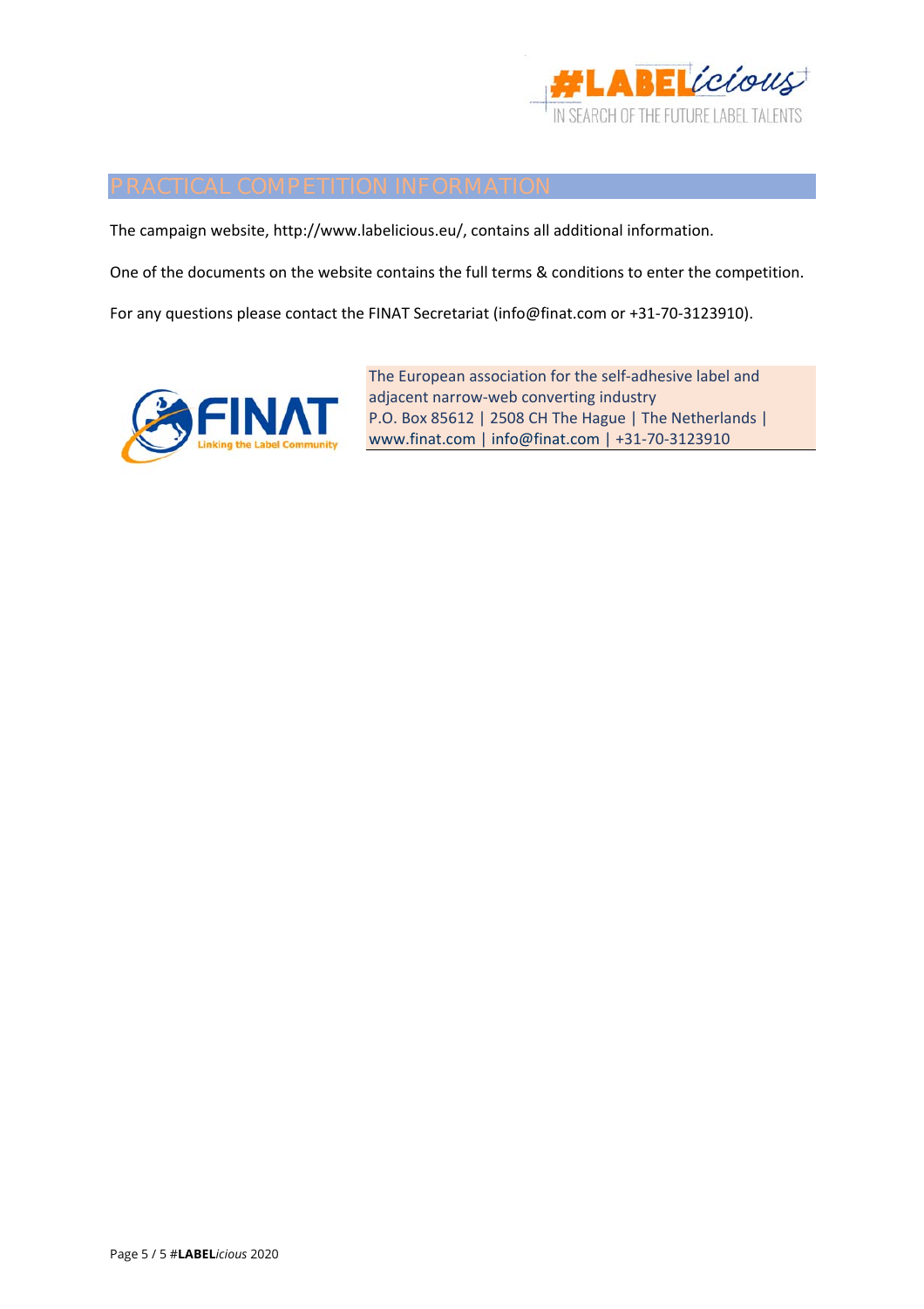## PRACTICAL COMPETITION INFORMATION

The campaign website, http://www.labelicious.eu/, contains all additional information.

One of the documents on the website contains the full terms & conditions to enter the competition.

For any questions please contact the FINAT Secretariat (info@finat.com or +31-70-3123910).

The European association for the self-adhesive label and adjacent narrow-web converting industry
P.O. Box 85612 | 2508 CH The Hague | The Netherlands |
www.finat.com | info@finat.com | +31-70-3123910